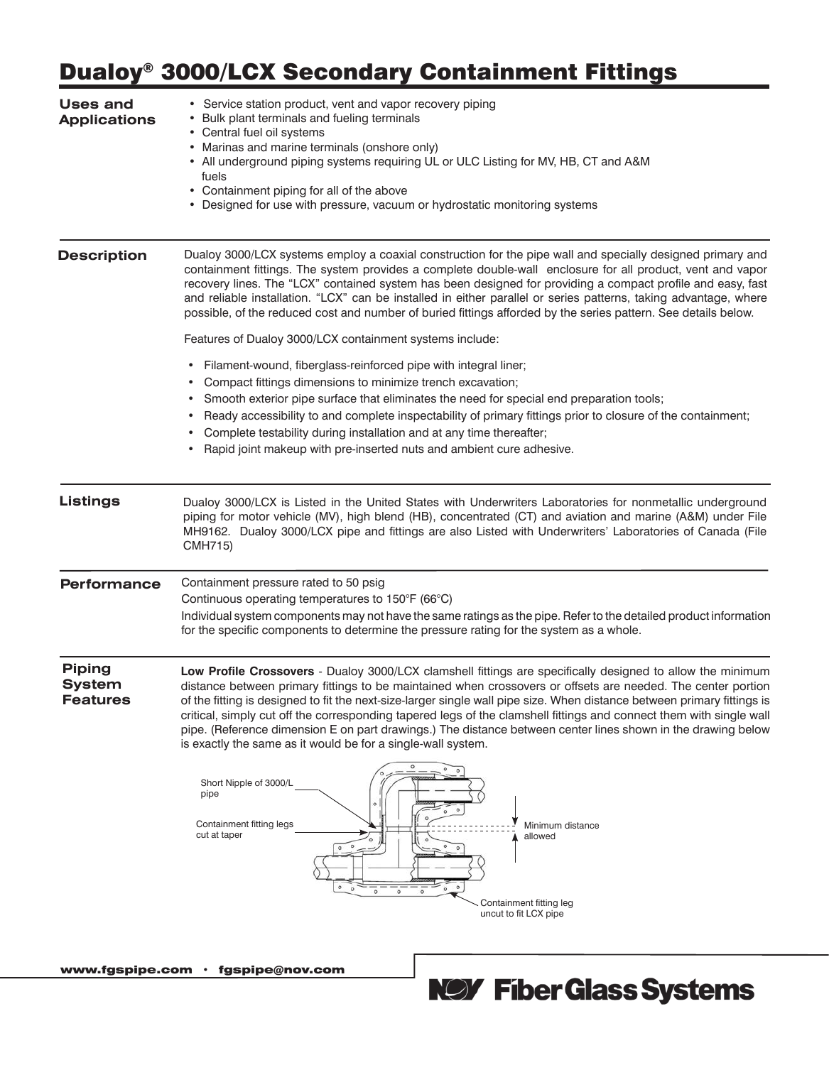# Dualoy® 3000/LCX Secondary Containment Fittings

## Uses and Applications

- Service station product, vent and vapor recovery piping
- Bulk plant terminals and fueling terminals
- Central fuel oil systems
- Marinas and marine terminals (onshore only)
- All underground piping systems requiring UL or ULC Listing for MV, HB, CT and A&M fuels
- Containment piping for all of the above
- Designed for use with pressure, vacuum or hydrostatic monitoring systems

## Description

Dualoy 3000/LCX systems employ a coaxial construction for the pipe wall and specially designed primary and containment fittings. The system provides a complete double-wall enclosure for all product, vent and vapor recovery lines. The "LCX" contained system has been designed for providing a compact profile and easy, fast and reliable installation. "LCX" can be installed in either parallel or series patterns, taking advantage, where possible, of the reduced cost and number of buried fittings afforded by the series pattern. See details below.

Features of Dualoy 3000/LCX containment systems include:

- Filament-wound, fiberglass-reinforced pipe with integral liner;
- Compact fittings dimensions to minimize trench excavation;
- Smooth exterior pipe surface that eliminates the need for special end preparation tools;
- Ready accessibility to and complete inspectability of primary fittings prior to closure of the containment;
- Complete testability during installation and at any time thereafter;
- Rapid joint makeup with pre-inserted nuts and ambient cure adhesive.

## Listings

Dualoy 3000/LCX is Listed in the United States with Underwriters Laboratories for nonmetallic underground piping for motor vehicle (MV), high blend (HB), concentrated (CT) and aviation and marine (A&M) under File MH9162. Dualoy 3000/LCX pipe and fittings are also Listed with Underwriters' Laboratories of Canada (File CMH715)

## Performance

Containment pressure rated to 50 psig

Continuous operating temperatures to 150°F (66°C)

Individual system components may not have the same ratings as the pipe. Refer to the detailed product information for the specific components to determine the pressure rating for the system as a whole.

## Piping System Features

**Low Profile Crossovers** - Dualoy 3000/LCX clamshell fittings are specifically designed to allow the minimum distance between primary fittings to be maintained when crossovers or offsets are needed. The center portion of the fitting is designed to fit the next-size-larger single wall pipe size. When distance between primary fittings is critical, simply cut off the corresponding tapered legs of the clamshell fittings and connect them with single wall pipe. (Reference dimension E on part drawings.) The distance between center lines shown in the drawing below is exactly the same as it would be for a single-wall system.

Short Nipple of 3000/L pipe

Containment fitting legs cut at taper

Minimum distance allowed

Containment fitting leg uncut to fit LCX pipe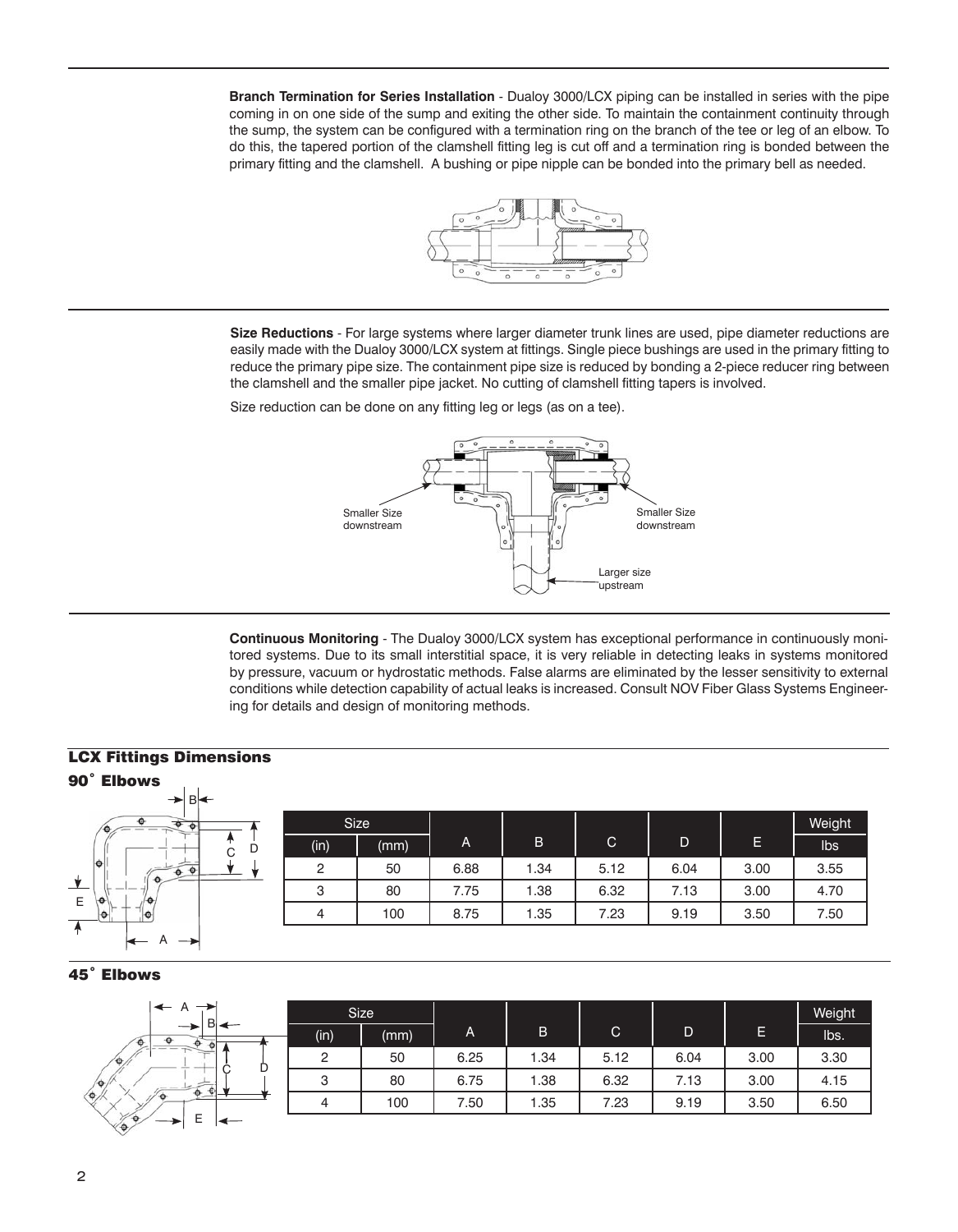**Branch Termination for Series Installation** - Dualoy 3000/LCX piping can be installed in series with the pipe coming in on one side of the sump and exiting the other side. To maintain the containment continuity through the sump, the system can be configured with a termination ring on the branch of the tee or leg of an elbow. To do this, the tapered portion of the clamshell fitting leg is cut off and a termination ring is bonded between the primary fitting and the clamshell. A bushing or pipe nipple can be bonded into the primary bell as needed.

**Size Reductions** - For large systems where larger diameter trunk lines are used, pipe diameter reductions are easily made with the Dualoy 3000/LCX system at fittings. Single piece bushings are used in the primary fitting to reduce the primary pipe size. The containment pipe size is reduced by bonding a 2-piece reducer ring between the clamshell and the smaller pipe jacket. No cutting of clamshell fitting tapers is involved.

Size reduction can be done on any fitting leg or legs (as on a tee).

Smaller Size downstream

Smaller Size downstream

Larger size upstream

**Continuous Monitoring** - The Dualoy 3000/LCX system has exceptional performance in continuously monitored systems. Due to its small interstitial space, it is very reliable in detecting leaks in systems monitored by pressure, vacuum or hydrostatic methods. False alarms are eliminated by the lesser sensitivity to external conditions while detection capability of actual leaks is increased. Consult NOV Fiber Glass Systems Engineering for details and design of monitoring methods.

## LCX Fittings Dimensions

### 90˚ Elbows

| Size | | A | B | C | D | E | Weight |
|---|---|---|---|---|---|---|---|
| (in) | (mm) | | | | | | lbs |
| 2 | 50 | 6.88 | 1.34 | 5.12 | 6.04 | 3.00 | 3.55 |
| 3 | 80 | 7.75 | 1.38 | 6.32 | 7.13 | 3.00 | 4.70 |
| 4 | 100 | 8.75 | 1.35 | 7.23 | 9.19 | 3.50 | 7.50 |

### 45˚ Elbows

| Size | | A | B | C | D | E | Weight |
|---|---|---|---|---|---|---|---|
| (in) | (mm) | | | | | | lbs. |
| 2 | 50 | 6.25 | 1.34 | 5.12 | 6.04 | 3.00 | 3.30 |
| 3 | 80 | 6.75 | 1.38 | 6.32 | 7.13 | 3.00 | 4.15 |
| 4 | 100 | 7.50 | 1.35 | 7.23 | 9.19 | 3.50 | 6.50 |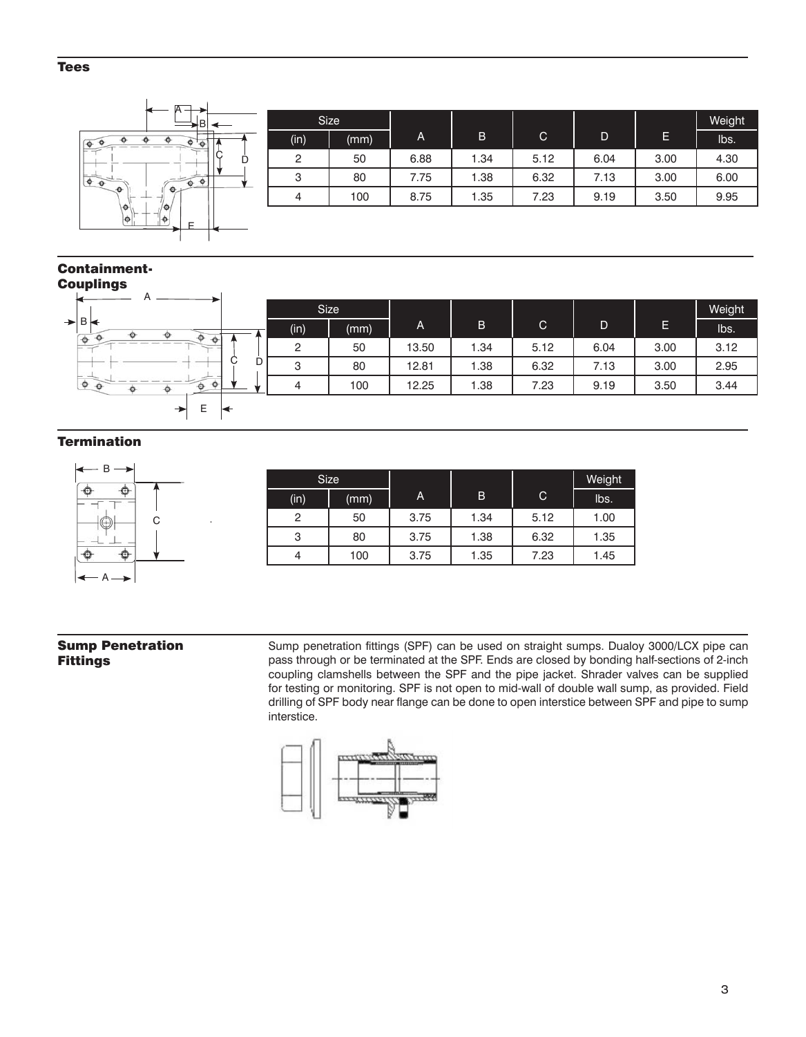## Tees

| Size | | A | B | C | D | E | Weight |
|---|---|---|---|---|---|---|---|
| (in) | (mm) | | | | | | lbs. |
| 2 | 50 | 6.88 | 1.34 | 5.12 | 6.04 | 3.00 | 4.30 |
| 3 | 80 | 7.75 | 1.38 | 6.32 | 7.13 | 3.00 | 6.00 |
| 4 | 100 | 8.75 | 1.35 | 7.23 | 9.19 | 3.50 | 9.95 |

## Containment-Couplings

| Size | | A | B | C | D | E | Weight |
|---|---|---|---|---|---|---|---|
| (in) | (mm) | | | | | | lbs. |
| 2 | 50 | 13.50 | 1.34 | 5.12 | 6.04 | 3.00 | 3.12 |
| 3 | 80 | 12.81 | 1.38 | 6.32 | 7.13 | 3.00 | 2.95 |
| 4 | 100 | 12.25 | 1.38 | 7.23 | 9.19 | 3.50 | 3.44 |

## Termination

| Size | | A | B | C | Weight |
|---|---|---|---|---|---|
| (in) | (mm) | | | | lbs. |
| 2 | 50 | 3.75 | 1.34 | 5.12 | 1.00 |
| 3 | 80 | 3.75 | 1.38 | 6.32 | 1.35 |
| 4 | 100 | 3.75 | 1.35 | 7.23 | 1.45 |

## Sump Penetration Fittings

Sump penetration fittings (SPF) can be used on straight sumps. Dualoy 3000/LCX pipe can pass through or be terminated at the SPF. Ends are closed by bonding half-sections of 2-inch coupling clamshells between the SPF and the pipe jacket. Shrader valves can be supplied for testing or monitoring. SPF is not open to mid-wall of double wall sump, as provided. Field drilling of SPF body near flange can be done to open interstice between SPF and pipe to sump interstice.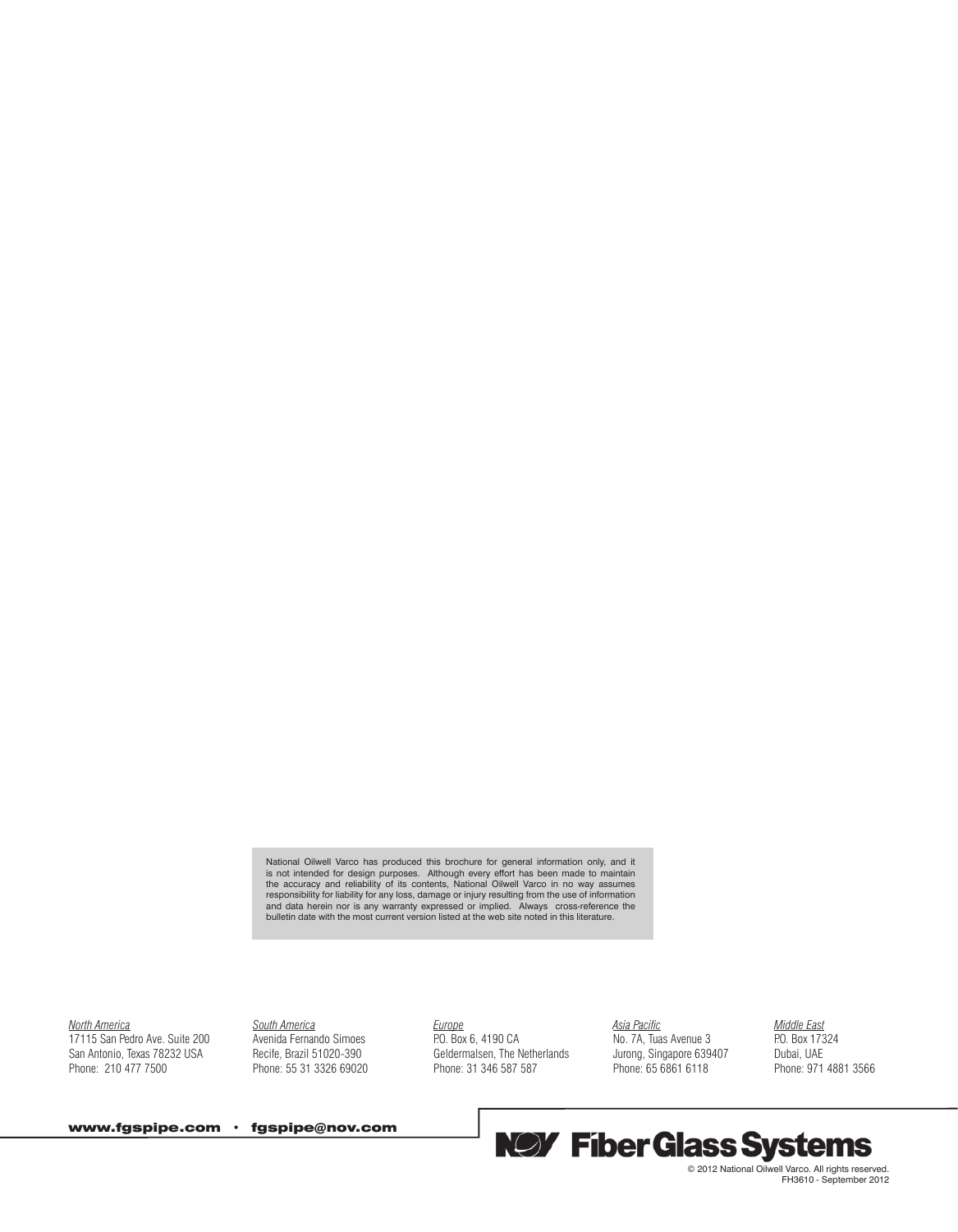National Oilwell Varco has produced this brochure for general information only, and it is not intended for design purposes. Although every effort has been made to maintain the accuracy and reliability of its contents, National Oilwell Varco in no way assumes responsibility for liability for any loss, damage or injury resulting from the use of information and data herein nor is any warranty expressed or implied. Always cross-reference the bulletin date with the most current version listed at the web site noted in this literature.

*North America*
17115 San Pedro Ave. Suite 200
San Antonio, Texas 78232 USA
Phone: 210 477 7500

*South America*
Avenida Fernando Simoes
Recife, Brazil 51020-390
Phone: 55 31 3326 69020

*Europe*
P.O. Box 6, 4190 CA
Geldermalsen, The Netherlands
Phone: 31 346 587 587

*Asia Pacific*
No. 7A, Tuas Avenue 3
Jurong, Singapore 639407
Phone: 65 6861 6118

*Middle East*
P.O. Box 17324
Dubai, UAE
Phone: 971 4881 3566

**www.fgspipe.com • fgspipe@nov.com**

**NOV Fiber Glass Systems**

© 2012 National Oilwell Varco. All rights reserved.
FH3610 - September 2012